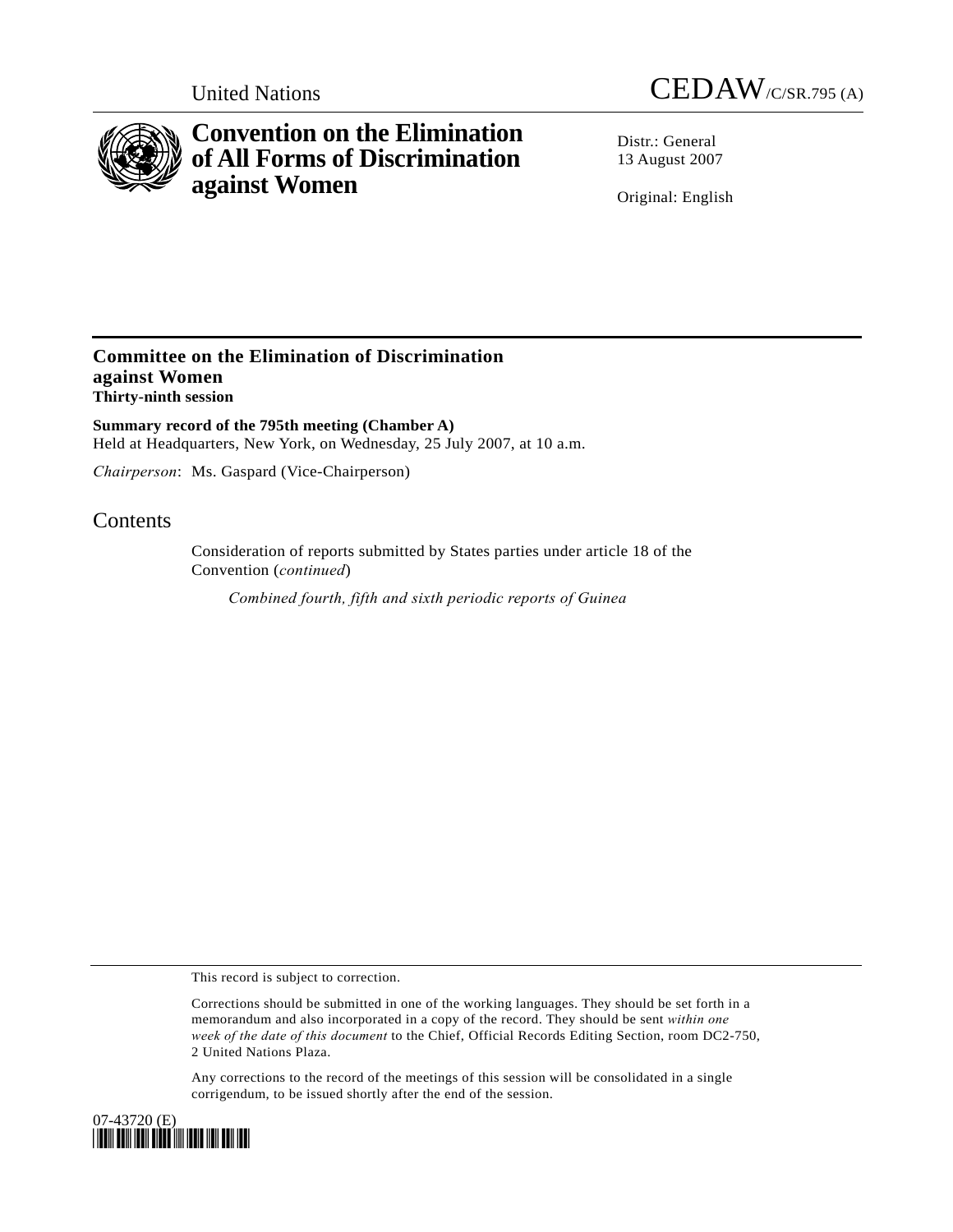United Nations

CEDAW/C/SR.795 (A)

# Convention on the Elimination of All Forms of Discrimination against Women

Distr.: General
13 August 2007

Original: English

## Committee on the Elimination of Discrimination against Women
**Thirty-ninth session**

**Summary record of the 795th meeting (Chamber A)**
Held at Headquarters, New York, on Wednesday, 25 July 2007, at 10 a.m.

*Chairperson*: Ms. Gaspard (Vice-Chairperson)

## Contents

Consideration of reports submitted by States parties under article 18 of the Convention (*continued*)

*Combined fourth, fifth and sixth periodic reports of Guinea*

This record is subject to correction.

Corrections should be submitted in one of the working languages. They should be set forth in a memorandum and also incorporated in a copy of the record. They should be sent *within one week of the date of this document* to the Chief, Official Records Editing Section, room DC2-750, 2 United Nations Plaza.

Any corrections to the record of the meetings of this session will be consolidated in a single corrigendum, to be issued shortly after the end of the session.

07-43720 (E)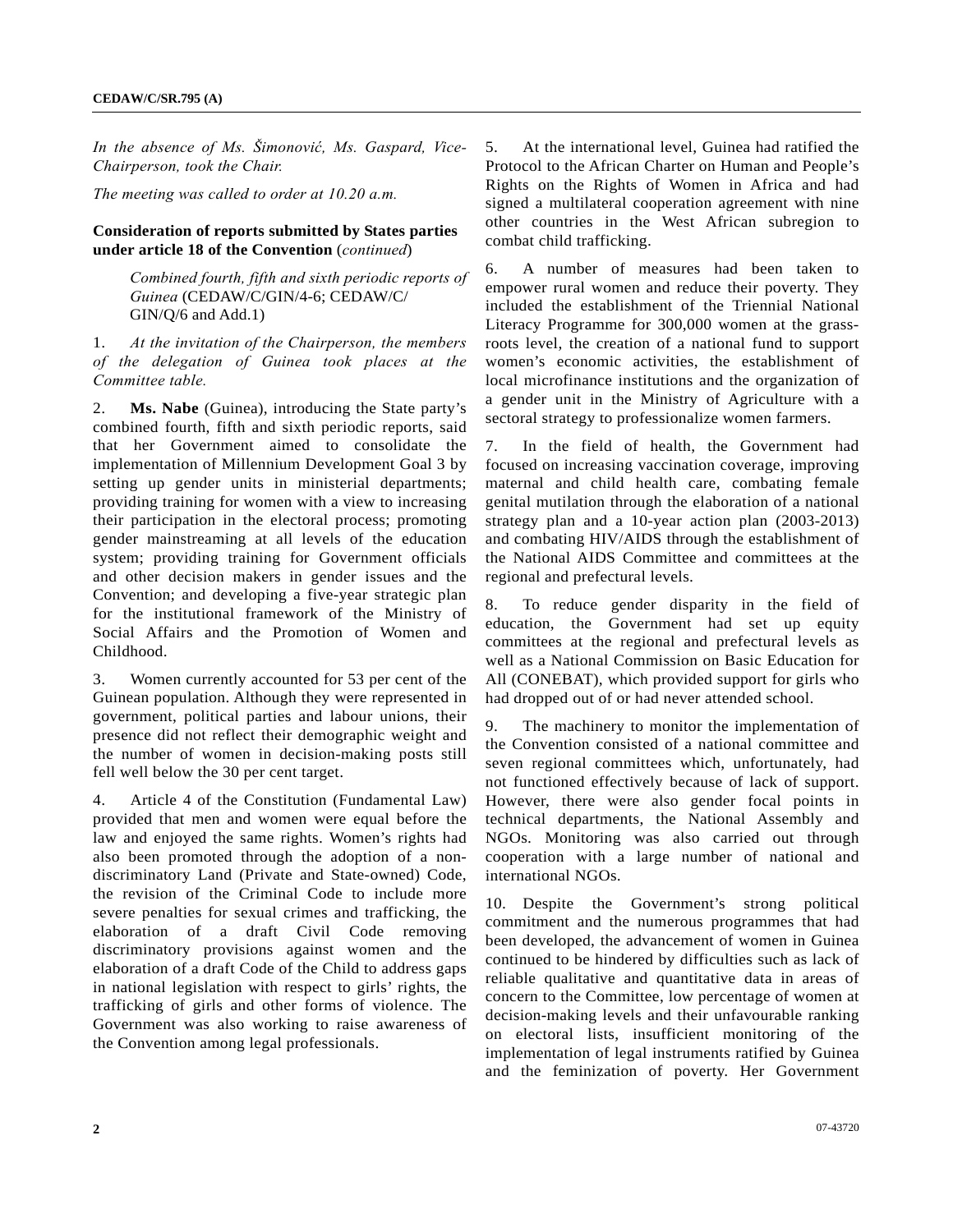*In the absence of Ms. Šimonović, Ms. Gaspard, Vice-Chairperson, took the Chair.*

*The meeting was called to order at 10.20 a.m.*

**Consideration of reports submitted by States parties under article 18 of the Convention** (*continued*)

*Combined fourth, fifth and sixth periodic reports of Guinea* (CEDAW/C/GIN/4-6; CEDAW/C/GIN/Q/6 and Add.1)

1. *At the invitation of the Chairperson, the members of the delegation of Guinea took places at the Committee table.*

2. **Ms. Nabe** (Guinea), introducing the State party's combined fourth, fifth and sixth periodic reports, said that her Government aimed to consolidate the implementation of Millennium Development Goal 3 by setting up gender units in ministerial departments; providing training for women with a view to increasing their participation in the electoral process; promoting gender mainstreaming at all levels of the education system; providing training for Government officials and other decision makers in gender issues and the Convention; and developing a five-year strategic plan for the institutional framework of the Ministry of Social Affairs and the Promotion of Women and Childhood.

3. Women currently accounted for 53 per cent of the Guinean population. Although they were represented in government, political parties and labour unions, their presence did not reflect their demographic weight and the number of women in decision-making posts still fell well below the 30 per cent target.

4. Article 4 of the Constitution (Fundamental Law) provided that men and women were equal before the law and enjoyed the same rights. Women's rights had also been promoted through the adoption of a non-discriminatory Land (Private and State-owned) Code, the revision of the Criminal Code to include more severe penalties for sexual crimes and trafficking, the elaboration of a draft Civil Code removing discriminatory provisions against women and the elaboration of a draft Code of the Child to address gaps in national legislation with respect to girls' rights, the trafficking of girls and other forms of violence. The Government was also working to raise awareness of the Convention among legal professionals.

5. At the international level, Guinea had ratified the Protocol to the African Charter on Human and People's Rights on the Rights of Women in Africa and had signed a multilateral cooperation agreement with nine other countries in the West African subregion to combat child trafficking.

6. A number of measures had been taken to empower rural women and reduce their poverty. They included the establishment of the Triennial National Literacy Programme for 300,000 women at the grass-roots level, the creation of a national fund to support women's economic activities, the establishment of local microfinance institutions and the organization of a gender unit in the Ministry of Agriculture with a sectoral strategy to professionalize women farmers.

7. In the field of health, the Government had focused on increasing vaccination coverage, improving maternal and child health care, combating female genital mutilation through the elaboration of a national strategy plan and a 10-year action plan (2003-2013) and combating HIV/AIDS through the establishment of the National AIDS Committee and committees at the regional and prefectural levels.

8. To reduce gender disparity in the field of education, the Government had set up equity committees at the regional and prefectural levels as well as a National Commission on Basic Education for All (CONEBAT), which provided support for girls who had dropped out of or had never attended school.

9. The machinery to monitor the implementation of the Convention consisted of a national committee and seven regional committees which, unfortunately, had not functioned effectively because of lack of support. However, there were also gender focal points in technical departments, the National Assembly and NGOs. Monitoring was also carried out through cooperation with a large number of national and international NGOs.

10. Despite the Government's strong political commitment and the numerous programmes that had been developed, the advancement of women in Guinea continued to be hindered by difficulties such as lack of reliable qualitative and quantitative data in areas of concern to the Committee, low percentage of women at decision-making levels and their unfavourable ranking on electoral lists, insufficient monitoring of the implementation of legal instruments ratified by Guinea and the feminization of poverty. Her Government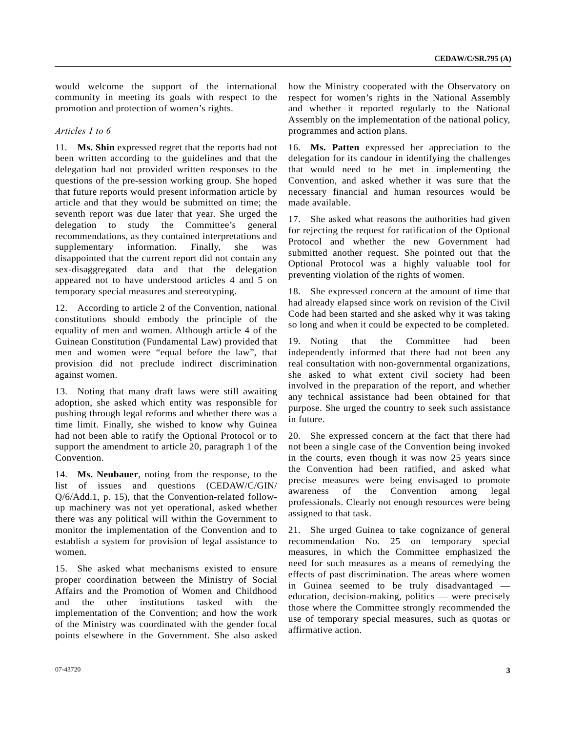would welcome the support of the international community in meeting its goals with respect to the promotion and protection of women's rights.

*Articles 1 to 6*

11. **Ms. Shin** expressed regret that the reports had not been written according to the guidelines and that the delegation had not provided written responses to the questions of the pre-session working group. She hoped that future reports would present information article by article and that they would be submitted on time; the seventh report was due later that year. She urged the delegation to study the Committee's general recommendations, as they contained interpretations and supplementary information. Finally, she was disappointed that the current report did not contain any sex-disaggregated data and that the delegation appeared not to have understood articles 4 and 5 on temporary special measures and stereotyping.

12. According to article 2 of the Convention, national constitutions should embody the principle of the equality of men and women. Although article 4 of the Guinean Constitution (Fundamental Law) provided that men and women were "equal before the law", that provision did not preclude indirect discrimination against women.

13. Noting that many draft laws were still awaiting adoption, she asked which entity was responsible for pushing through legal reforms and whether there was a time limit. Finally, she wished to know why Guinea had not been able to ratify the Optional Protocol or to support the amendment to article 20, paragraph 1 of the Convention.

14. **Ms. Neubauer**, noting from the response, to the list of issues and questions (CEDAW/C/GIN/Q/6/Add.1, p. 15), that the Convention-related follow-up machinery was not yet operational, asked whether there was any political will within the Government to monitor the implementation of the Convention and to establish a system for provision of legal assistance to women.

15. She asked what mechanisms existed to ensure proper coordination between the Ministry of Social Affairs and the Promotion of Women and Childhood and the other institutions tasked with the implementation of the Convention; and how the work of the Ministry was coordinated with the gender focal points elsewhere in the Government. She also asked how the Ministry cooperated with the Observatory on respect for women's rights in the National Assembly and whether it reported regularly to the National Assembly on the implementation of the national policy, programmes and action plans.

16. **Ms. Patten** expressed her appreciation to the delegation for its candour in identifying the challenges that would need to be met in implementing the Convention, and asked whether it was sure that the necessary financial and human resources would be made available.

17. She asked what reasons the authorities had given for rejecting the request for ratification of the Optional Protocol and whether the new Government had submitted another request. She pointed out that the Optional Protocol was a highly valuable tool for preventing violation of the rights of women.

18. She expressed concern at the amount of time that had already elapsed since work on revision of the Civil Code had been started and she asked why it was taking so long and when it could be expected to be completed.

19. Noting that the Committee had been independently informed that there had not been any real consultation with non-governmental organizations, she asked to what extent civil society had been involved in the preparation of the report, and whether any technical assistance had been obtained for that purpose. She urged the country to seek such assistance in future.

20. She expressed concern at the fact that there had not been a single case of the Convention being invoked in the courts, even though it was now 25 years since the Convention had been ratified, and asked what precise measures were being envisaged to promote awareness of the Convention among legal professionals. Clearly not enough resources were being assigned to that task.

21. She urged Guinea to take cognizance of general recommendation No. 25 on temporary special measures, in which the Committee emphasized the need for such measures as a means of remedying the effects of past discrimination. The areas where women in Guinea seemed to be truly disadvantaged — education, decision-making, politics — were precisely those where the Committee strongly recommended the use of temporary special measures, such as quotas or affirmative action.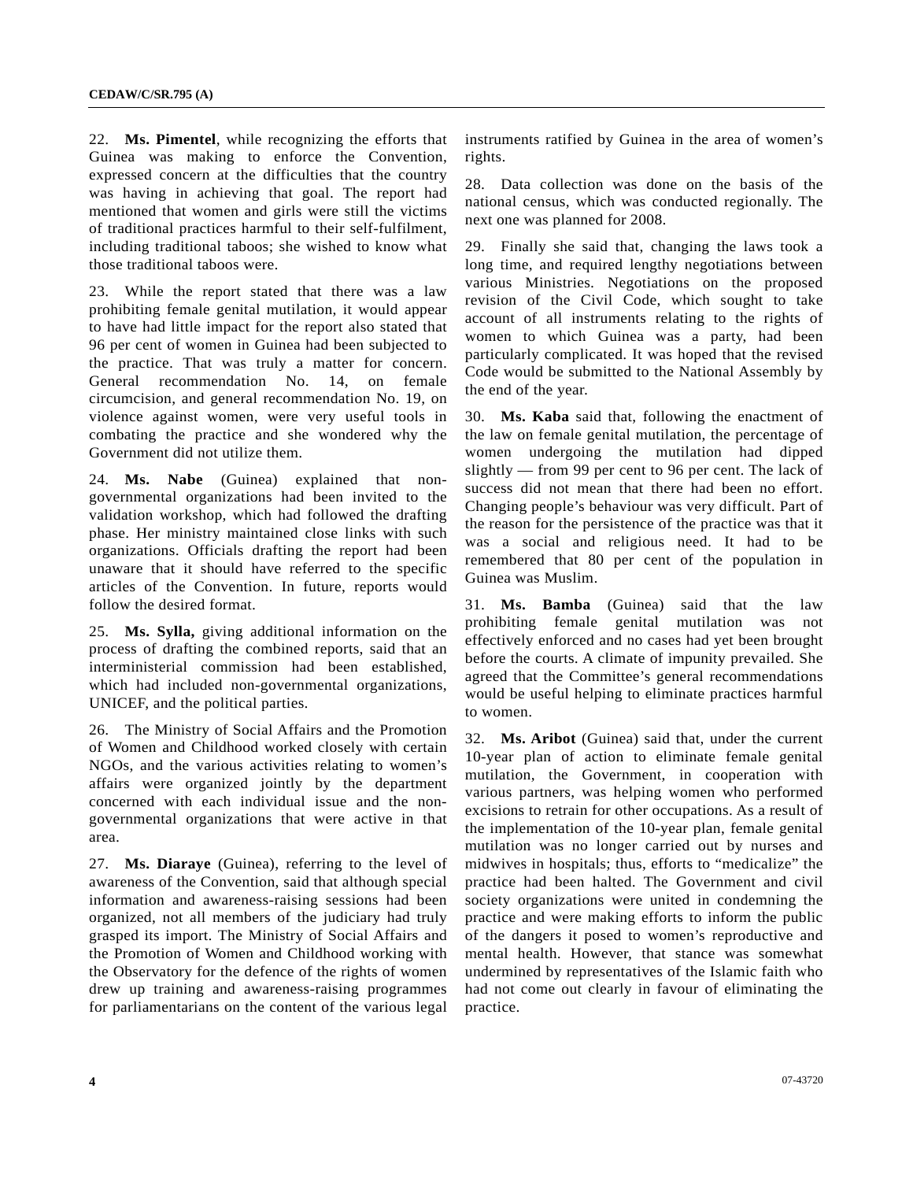22. **Ms. Pimentel**, while recognizing the efforts that Guinea was making to enforce the Convention, expressed concern at the difficulties that the country was having in achieving that goal. The report had mentioned that women and girls were still the victims of traditional practices harmful to their self-fulfilment, including traditional taboos; she wished to know what those traditional taboos were.

23. While the report stated that there was a law prohibiting female genital mutilation, it would appear to have had little impact for the report also stated that 96 per cent of women in Guinea had been subjected to the practice. That was truly a matter for concern. General recommendation No. 14, on female circumcision, and general recommendation No. 19, on violence against women, were very useful tools in combating the practice and she wondered why the Government did not utilize them.

24. **Ms. Nabe** (Guinea) explained that non-governmental organizations had been invited to the validation workshop, which had followed the drafting phase. Her ministry maintained close links with such organizations. Officials drafting the report had been unaware that it should have referred to the specific articles of the Convention. In future, reports would follow the desired format.

25. **Ms. Sylla,** giving additional information on the process of drafting the combined reports, said that an interministerial commission had been established, which had included non-governmental organizations, UNICEF, and the political parties.

26. The Ministry of Social Affairs and the Promotion of Women and Childhood worked closely with certain NGOs, and the various activities relating to women's affairs were organized jointly by the department concerned with each individual issue and the non-governmental organizations that were active in that area.

27. **Ms. Diaraye** (Guinea), referring to the level of awareness of the Convention, said that although special information and awareness-raising sessions had been organized, not all members of the judiciary had truly grasped its import. The Ministry of Social Affairs and the Promotion of Women and Childhood working with the Observatory for the defence of the rights of women drew up training and awareness-raising programmes for parliamentarians on the content of the various legal instruments ratified by Guinea in the area of women's rights.

28. Data collection was done on the basis of the national census, which was conducted regionally. The next one was planned for 2008.

29. Finally she said that, changing the laws took a long time, and required lengthy negotiations between various Ministries. Negotiations on the proposed revision of the Civil Code, which sought to take account of all instruments relating to the rights of women to which Guinea was a party, had been particularly complicated. It was hoped that the revised Code would be submitted to the National Assembly by the end of the year.

30. **Ms. Kaba** said that, following the enactment of the law on female genital mutilation, the percentage of women undergoing the mutilation had dipped slightly — from 99 per cent to 96 per cent. The lack of success did not mean that there had been no effort. Changing people's behaviour was very difficult. Part of the reason for the persistence of the practice was that it was a social and religious need. It had to be remembered that 80 per cent of the population in Guinea was Muslim.

31. **Ms. Bamba** (Guinea) said that the law prohibiting female genital mutilation was not effectively enforced and no cases had yet been brought before the courts. A climate of impunity prevailed. She agreed that the Committee's general recommendations would be useful helping to eliminate practices harmful to women.

32. **Ms. Aribot** (Guinea) said that, under the current 10-year plan of action to eliminate female genital mutilation, the Government, in cooperation with various partners, was helping women who performed excisions to retrain for other occupations. As a result of the implementation of the 10-year plan, female genital mutilation was no longer carried out by nurses and midwives in hospitals; thus, efforts to "medicalize" the practice had been halted. The Government and civil society organizations were united in condemning the practice and were making efforts to inform the public of the dangers it posed to women's reproductive and mental health. However, that stance was somewhat undermined by representatives of the Islamic faith who had not come out clearly in favour of eliminating the practice.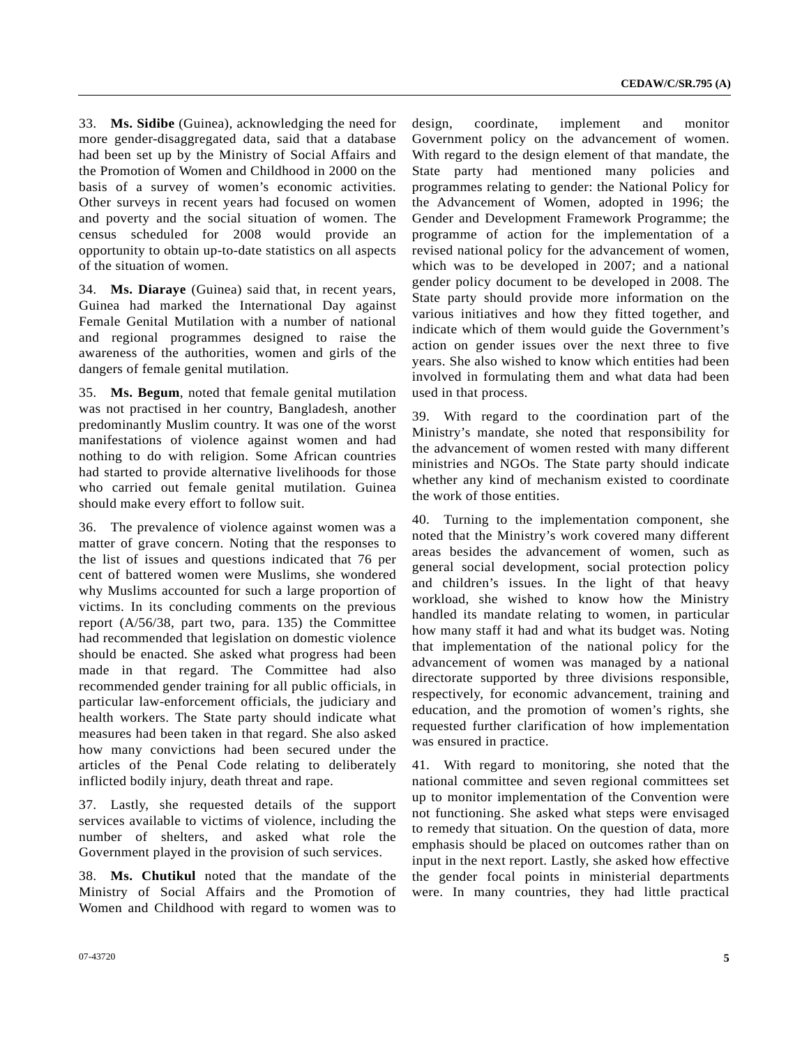33. **Ms. Sidibe** (Guinea), acknowledging the need for more gender-disaggregated data, said that a database had been set up by the Ministry of Social Affairs and the Promotion of Women and Childhood in 2000 on the basis of a survey of women's economic activities. Other surveys in recent years had focused on women and poverty and the social situation of women. The census scheduled for 2008 would provide an opportunity to obtain up-to-date statistics on all aspects of the situation of women.

34. **Ms. Diaraye** (Guinea) said that, in recent years, Guinea had marked the International Day against Female Genital Mutilation with a number of national and regional programmes designed to raise the awareness of the authorities, women and girls of the dangers of female genital mutilation.

35. **Ms. Begum**, noted that female genital mutilation was not practised in her country, Bangladesh, another predominantly Muslim country. It was one of the worst manifestations of violence against women and had nothing to do with religion. Some African countries had started to provide alternative livelihoods for those who carried out female genital mutilation. Guinea should make every effort to follow suit.

36. The prevalence of violence against women was a matter of grave concern. Noting that the responses to the list of issues and questions indicated that 76 per cent of battered women were Muslims, she wondered why Muslims accounted for such a large proportion of victims. In its concluding comments on the previous report (A/56/38, part two, para. 135) the Committee had recommended that legislation on domestic violence should be enacted. She asked what progress had been made in that regard. The Committee had also recommended gender training for all public officials, in particular law-enforcement officials, the judiciary and health workers. The State party should indicate what measures had been taken in that regard. She also asked how many convictions had been secured under the articles of the Penal Code relating to deliberately inflicted bodily injury, death threat and rape.

37. Lastly, she requested details of the support services available to victims of violence, including the number of shelters, and asked what role the Government played in the provision of such services.

38. **Ms. Chutikul** noted that the mandate of the Ministry of Social Affairs and the Promotion of Women and Childhood with regard to women was to design, coordinate, implement and monitor Government policy on the advancement of women. With regard to the design element of that mandate, the State party had mentioned many policies and programmes relating to gender: the National Policy for the Advancement of Women, adopted in 1996; the Gender and Development Framework Programme; the programme of action for the implementation of a revised national policy for the advancement of women, which was to be developed in 2007; and a national gender policy document to be developed in 2008. The State party should provide more information on the various initiatives and how they fitted together, and indicate which of them would guide the Government's action on gender issues over the next three to five years. She also wished to know which entities had been involved in formulating them and what data had been used in that process.

39. With regard to the coordination part of the Ministry's mandate, she noted that responsibility for the advancement of women rested with many different ministries and NGOs. The State party should indicate whether any kind of mechanism existed to coordinate the work of those entities.

40. Turning to the implementation component, she noted that the Ministry's work covered many different areas besides the advancement of women, such as general social development, social protection policy and children's issues. In the light of that heavy workload, she wished to know how the Ministry handled its mandate relating to women, in particular how many staff it had and what its budget was. Noting that implementation of the national policy for the advancement of women was managed by a national directorate supported by three divisions responsible, respectively, for economic advancement, training and education, and the promotion of women's rights, she requested further clarification of how implementation was ensured in practice.

41. With regard to monitoring, she noted that the national committee and seven regional committees set up to monitor implementation of the Convention were not functioning. She asked what steps were envisaged to remedy that situation. On the question of data, more emphasis should be placed on outcomes rather than on input in the next report. Lastly, she asked how effective the gender focal points in ministerial departments were. In many countries, they had little practical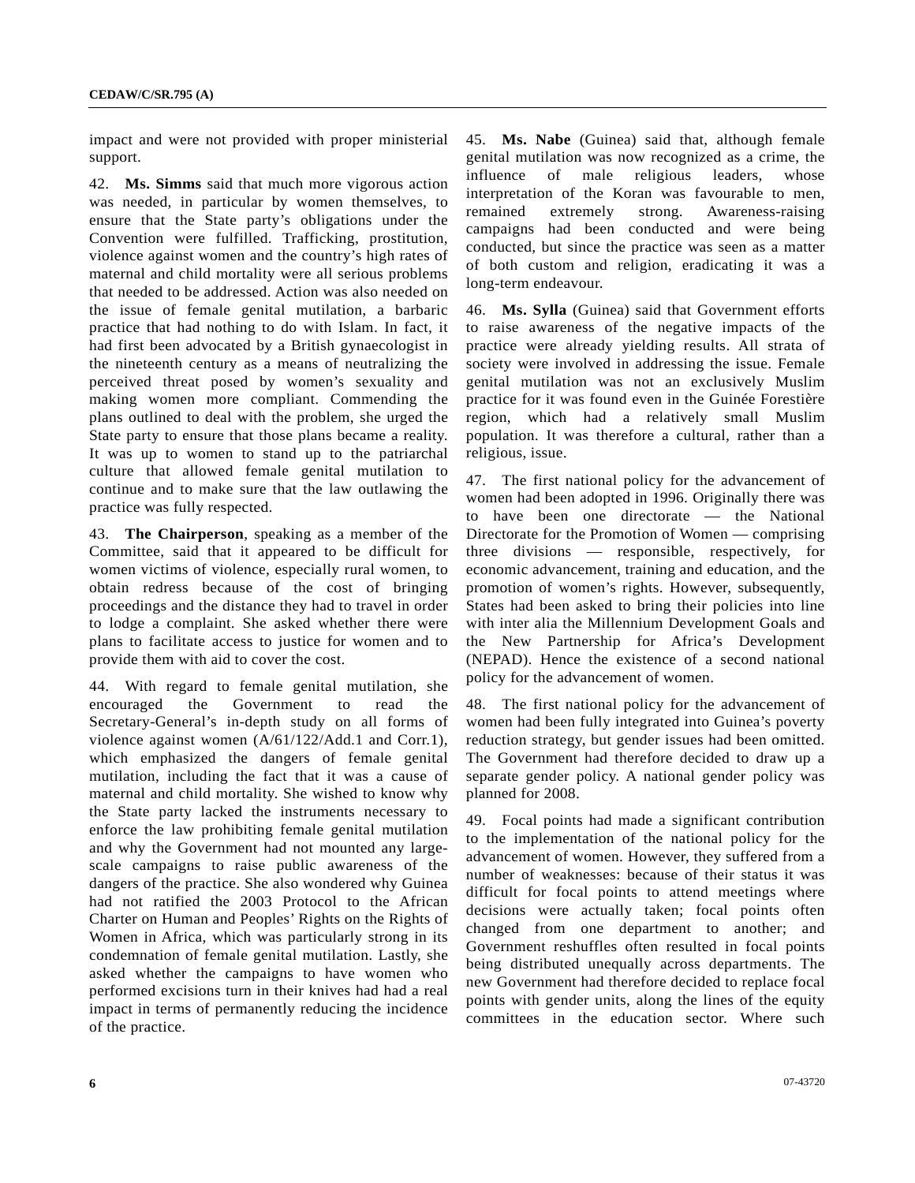impact and were not provided with proper ministerial support.

42. **Ms. Simms** said that much more vigorous action was needed, in particular by women themselves, to ensure that the State party's obligations under the Convention were fulfilled. Trafficking, prostitution, violence against women and the country's high rates of maternal and child mortality were all serious problems that needed to be addressed. Action was also needed on the issue of female genital mutilation, a barbaric practice that had nothing to do with Islam. In fact, it had first been advocated by a British gynaecologist in the nineteenth century as a means of neutralizing the perceived threat posed by women's sexuality and making women more compliant. Commending the plans outlined to deal with the problem, she urged the State party to ensure that those plans became a reality. It was up to women to stand up to the patriarchal culture that allowed female genital mutilation to continue and to make sure that the law outlawing the practice was fully respected.

43. **The Chairperson**, speaking as a member of the Committee, said that it appeared to be difficult for women victims of violence, especially rural women, to obtain redress because of the cost of bringing proceedings and the distance they had to travel in order to lodge a complaint. She asked whether there were plans to facilitate access to justice for women and to provide them with aid to cover the cost.

44. With regard to female genital mutilation, she encouraged the Government to read the Secretary-General's in-depth study on all forms of violence against women (A/61/122/Add.1 and Corr.1), which emphasized the dangers of female genital mutilation, including the fact that it was a cause of maternal and child mortality. She wished to know why the State party lacked the instruments necessary to enforce the law prohibiting female genital mutilation and why the Government had not mounted any large-scale campaigns to raise public awareness of the dangers of the practice. She also wondered why Guinea had not ratified the 2003 Protocol to the African Charter on Human and Peoples' Rights on the Rights of Women in Africa, which was particularly strong in its condemnation of female genital mutilation. Lastly, she asked whether the campaigns to have women who performed excisions turn in their knives had had a real impact in terms of permanently reducing the incidence of the practice.

45. **Ms. Nabe** (Guinea) said that, although female genital mutilation was now recognized as a crime, the influence of male religious leaders, whose interpretation of the Koran was favourable to men, remained extremely strong. Awareness-raising campaigns had been conducted and were being conducted, but since the practice was seen as a matter of both custom and religion, eradicating it was a long-term endeavour.

46. **Ms. Sylla** (Guinea) said that Government efforts to raise awareness of the negative impacts of the practice were already yielding results. All strata of society were involved in addressing the issue. Female genital mutilation was not an exclusively Muslim practice for it was found even in the Guinée Forestière region, which had a relatively small Muslim population. It was therefore a cultural, rather than a religious, issue.

47. The first national policy for the advancement of women had been adopted in 1996. Originally there was to have been one directorate — the National Directorate for the Promotion of Women — comprising three divisions — responsible, respectively, for economic advancement, training and education, and the promotion of women's rights. However, subsequently, States had been asked to bring their policies into line with inter alia the Millennium Development Goals and the New Partnership for Africa's Development (NEPAD). Hence the existence of a second national policy for the advancement of women.

48. The first national policy for the advancement of women had been fully integrated into Guinea's poverty reduction strategy, but gender issues had been omitted. The Government had therefore decided to draw up a separate gender policy. A national gender policy was planned for 2008.

49. Focal points had made a significant contribution to the implementation of the national policy for the advancement of women. However, they suffered from a number of weaknesses: because of their status it was difficult for focal points to attend meetings where decisions were actually taken; focal points often changed from one department to another; and Government reshuffles often resulted in focal points being distributed unequally across departments. The new Government had therefore decided to replace focal points with gender units, along the lines of the equity committees in the education sector. Where such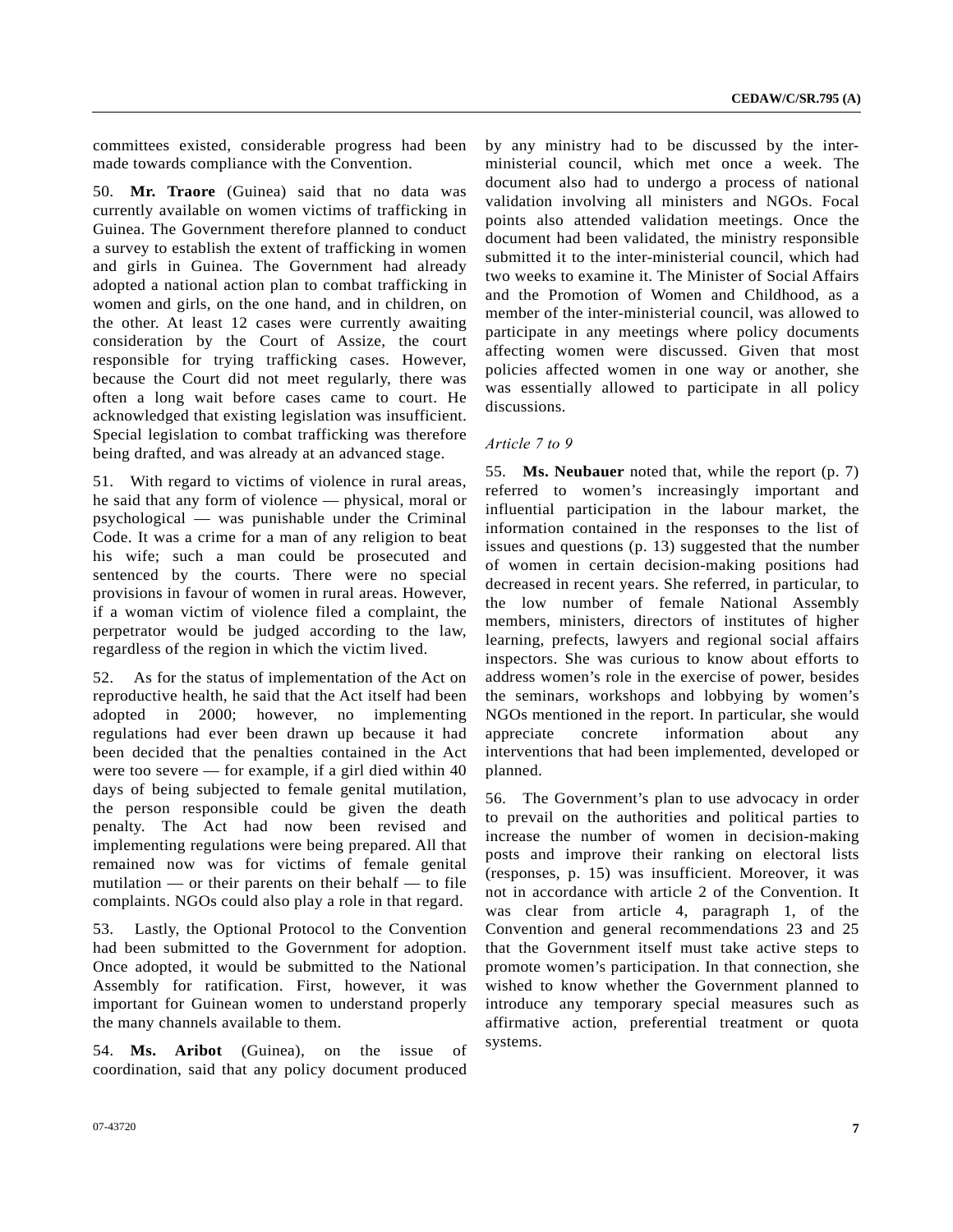committees existed, considerable progress had been made towards compliance with the Convention.

50. **Mr. Traore** (Guinea) said that no data was currently available on women victims of trafficking in Guinea. The Government therefore planned to conduct a survey to establish the extent of trafficking in women and girls in Guinea. The Government had already adopted a national action plan to combat trafficking in women and girls, on the one hand, and in children, on the other. At least 12 cases were currently awaiting consideration by the Court of Assize, the court responsible for trying trafficking cases. However, because the Court did not meet regularly, there was often a long wait before cases came to court. He acknowledged that existing legislation was insufficient. Special legislation to combat trafficking was therefore being drafted, and was already at an advanced stage.

51. With regard to victims of violence in rural areas, he said that any form of violence — physical, moral or psychological — was punishable under the Criminal Code. It was a crime for a man of any religion to beat his wife; such a man could be prosecuted and sentenced by the courts. There were no special provisions in favour of women in rural areas. However, if a woman victim of violence filed a complaint, the perpetrator would be judged according to the law, regardless of the region in which the victim lived.

52. As for the status of implementation of the Act on reproductive health, he said that the Act itself had been adopted in 2000; however, no implementing regulations had ever been drawn up because it had been decided that the penalties contained in the Act were too severe — for example, if a girl died within 40 days of being subjected to female genital mutilation, the person responsible could be given the death penalty. The Act had now been revised and implementing regulations were being prepared. All that remained now was for victims of female genital mutilation — or their parents on their behalf — to file complaints. NGOs could also play a role in that regard.

53. Lastly, the Optional Protocol to the Convention had been submitted to the Government for adoption. Once adopted, it would be submitted to the National Assembly for ratification. First, however, it was important for Guinean women to understand properly the many channels available to them.

54. **Ms. Aribot** (Guinea), on the issue of coordination, said that any policy document produced by any ministry had to be discussed by the inter-ministerial council, which met once a week. The document also had to undergo a process of national validation involving all ministers and NGOs. Focal points also attended validation meetings. Once the document had been validated, the ministry responsible submitted it to the inter-ministerial council, which had two weeks to examine it. The Minister of Social Affairs and the Promotion of Women and Childhood, as a member of the inter-ministerial council, was allowed to participate in any meetings where policy documents affecting women were discussed. Given that most policies affected women in one way or another, she was essentially allowed to participate in all policy discussions.

*Article 7 to 9*

55. **Ms. Neubauer** noted that, while the report (p. 7) referred to women's increasingly important and influential participation in the labour market, the information contained in the responses to the list of issues and questions (p. 13) suggested that the number of women in certain decision-making positions had decreased in recent years. She referred, in particular, to the low number of female National Assembly members, ministers, directors of institutes of higher learning, prefects, lawyers and regional social affairs inspectors. She was curious to know about efforts to address women's role in the exercise of power, besides the seminars, workshops and lobbying by women's NGOs mentioned in the report. In particular, she would appreciate concrete information about any interventions that had been implemented, developed or planned.

56. The Government's plan to use advocacy in order to prevail on the authorities and political parties to increase the number of women in decision-making posts and improve their ranking on electoral lists (responses, p. 15) was insufficient. Moreover, it was not in accordance with article 2 of the Convention. It was clear from article 4, paragraph 1, of the Convention and general recommendations 23 and 25 that the Government itself must take active steps to promote women's participation. In that connection, she wished to know whether the Government planned to introduce any temporary special measures such as affirmative action, preferential treatment or quota systems.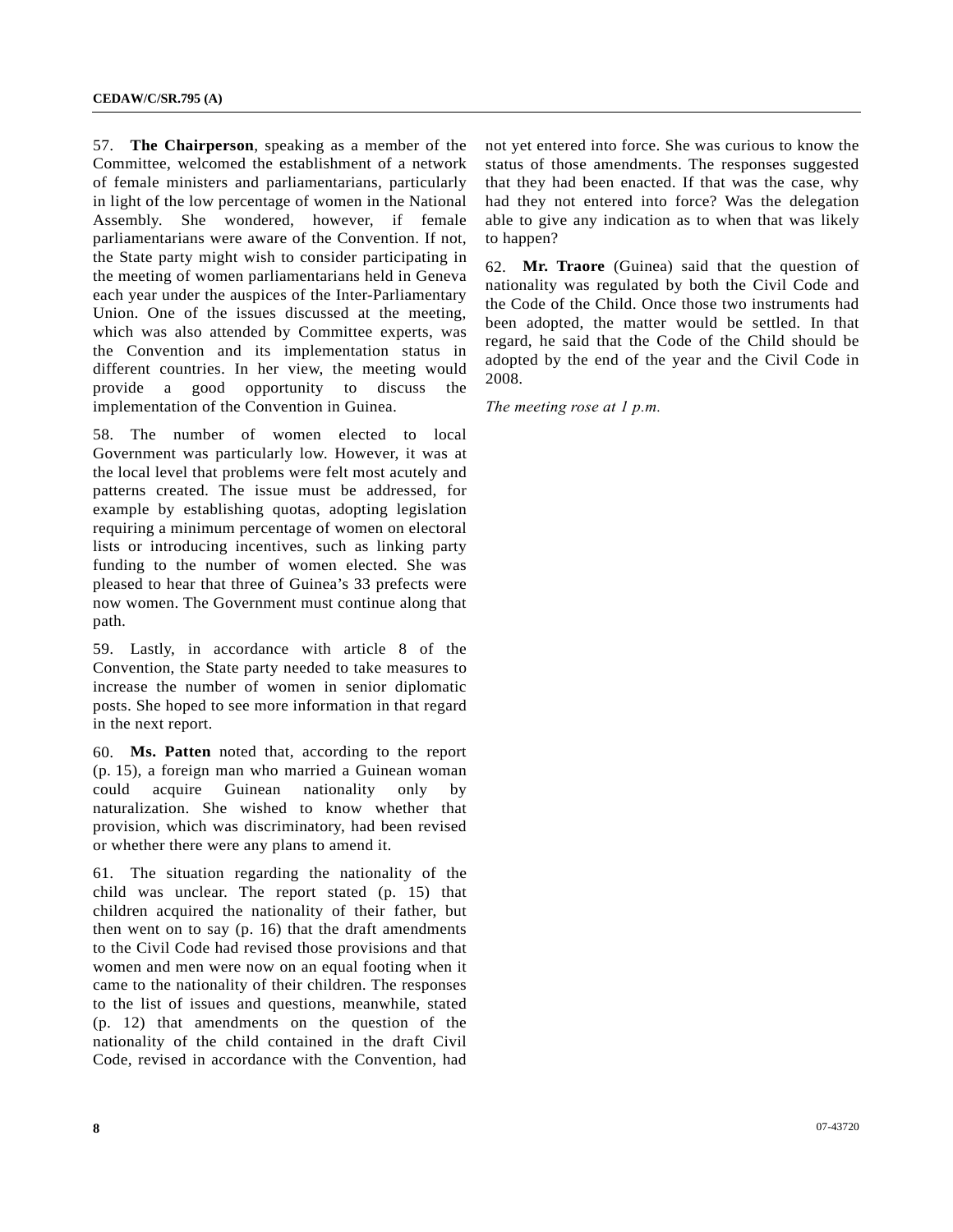57. **The Chairperson**, speaking as a member of the Committee, welcomed the establishment of a network of female ministers and parliamentarians, particularly in light of the low percentage of women in the National Assembly. She wondered, however, if female parliamentarians were aware of the Convention. If not, the State party might wish to consider participating in the meeting of women parliamentarians held in Geneva each year under the auspices of the Inter-Parliamentary Union. One of the issues discussed at the meeting, which was also attended by Committee experts, was the Convention and its implementation status in different countries. In her view, the meeting would provide a good opportunity to discuss the implementation of the Convention in Guinea.

58. The number of women elected to local Government was particularly low. However, it was at the local level that problems were felt most acutely and patterns created. The issue must be addressed, for example by establishing quotas, adopting legislation requiring a minimum percentage of women on electoral lists or introducing incentives, such as linking party funding to the number of women elected. She was pleased to hear that three of Guinea's 33 prefects were now women. The Government must continue along that path.

59. Lastly, in accordance with article 8 of the Convention, the State party needed to take measures to increase the number of women in senior diplomatic posts. She hoped to see more information in that regard in the next report.

60. **Ms. Patten** noted that, according to the report (p. 15), a foreign man who married a Guinean woman could acquire Guinean nationality only by naturalization. She wished to know whether that provision, which was discriminatory, had been revised or whether there were any plans to amend it.

61. The situation regarding the nationality of the child was unclear. The report stated (p. 15) that children acquired the nationality of their father, but then went on to say (p. 16) that the draft amendments to the Civil Code had revised those provisions and that women and men were now on an equal footing when it came to the nationality of their children. The responses to the list of issues and questions, meanwhile, stated (p. 12) that amendments on the question of the nationality of the child contained in the draft Civil Code, revised in accordance with the Convention, had not yet entered into force. She was curious to know the status of those amendments. The responses suggested that they had been enacted. If that was the case, why had they not entered into force? Was the delegation able to give any indication as to when that was likely to happen?

62. **Mr. Traore** (Guinea) said that the question of nationality was regulated by both the Civil Code and the Code of the Child. Once those two instruments had been adopted, the matter would be settled. In that regard, he said that the Code of the Child should be adopted by the end of the year and the Civil Code in 2008.

*The meeting rose at 1 p.m.*